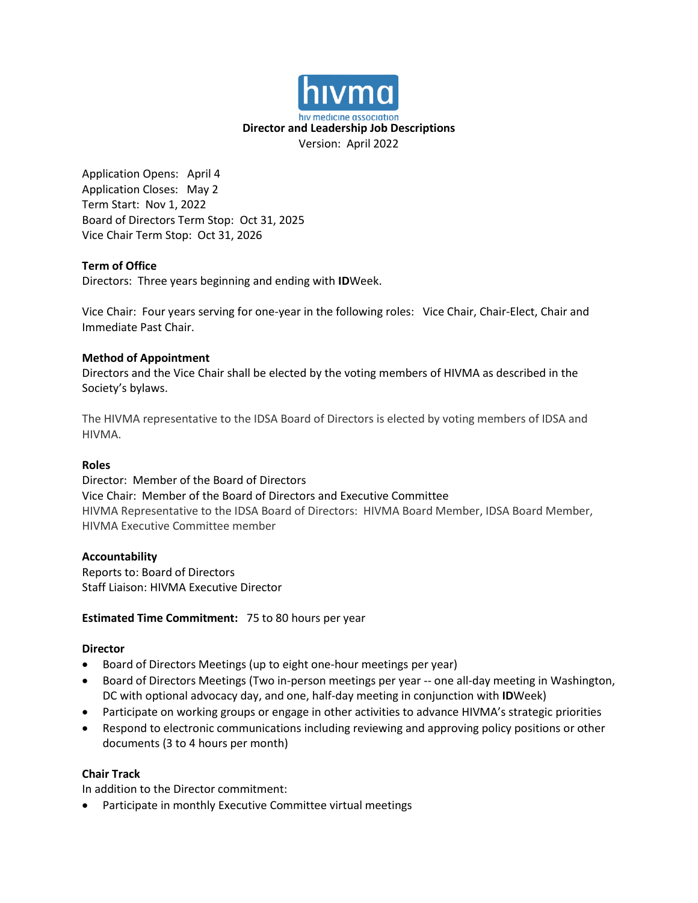hivma

hiv medicine association

**Director and Leadership Job Descriptions**

Version: April 2022

Application Opens: April 4
Application Closes: May 2
Term Start: Nov 1, 2022
Board of Directors Term Stop: Oct 31, 2025
Vice Chair Term Stop: Oct 31, 2026

**Term of Office**

Directors: Three years beginning and ending with **ID**Week.

Vice Chair: Four years serving for one-year in the following roles: Vice Chair, Chair-Elect, Chair and Immediate Past Chair.

**Method of Appointment**

Directors and the Vice Chair shall be elected by the voting members of HIVMA as described in the Society's bylaws.

The HIVMA representative to the IDSA Board of Directors is elected by voting members of IDSA and HIVMA.

**Roles**

Director: Member of the Board of Directors
Vice Chair: Member of the Board of Directors and Executive Committee
HIVMA Representative to the IDSA Board of Directors: HIVMA Board Member, IDSA Board Member, HIVMA Executive Committee member

**Accountability**

Reports to: Board of Directors
Staff Liaison: HIVMA Executive Director

**Estimated Time Commitment:** 75 to 80 hours per year

**Director**

- Board of Directors Meetings (up to eight one-hour meetings per year)
- Board of Directors Meetings (Two in-person meetings per year -- one all-day meeting in Washington, DC with optional advocacy day, and one, half-day meeting in conjunction with **ID**Week)
- Participate on working groups or engage in other activities to advance HIVMA's strategic priorities
- Respond to electronic communications including reviewing and approving policy positions or other documents (3 to 4 hours per month)

**Chair Track**

In addition to the Director commitment:

- Participate in monthly Executive Committee virtual meetings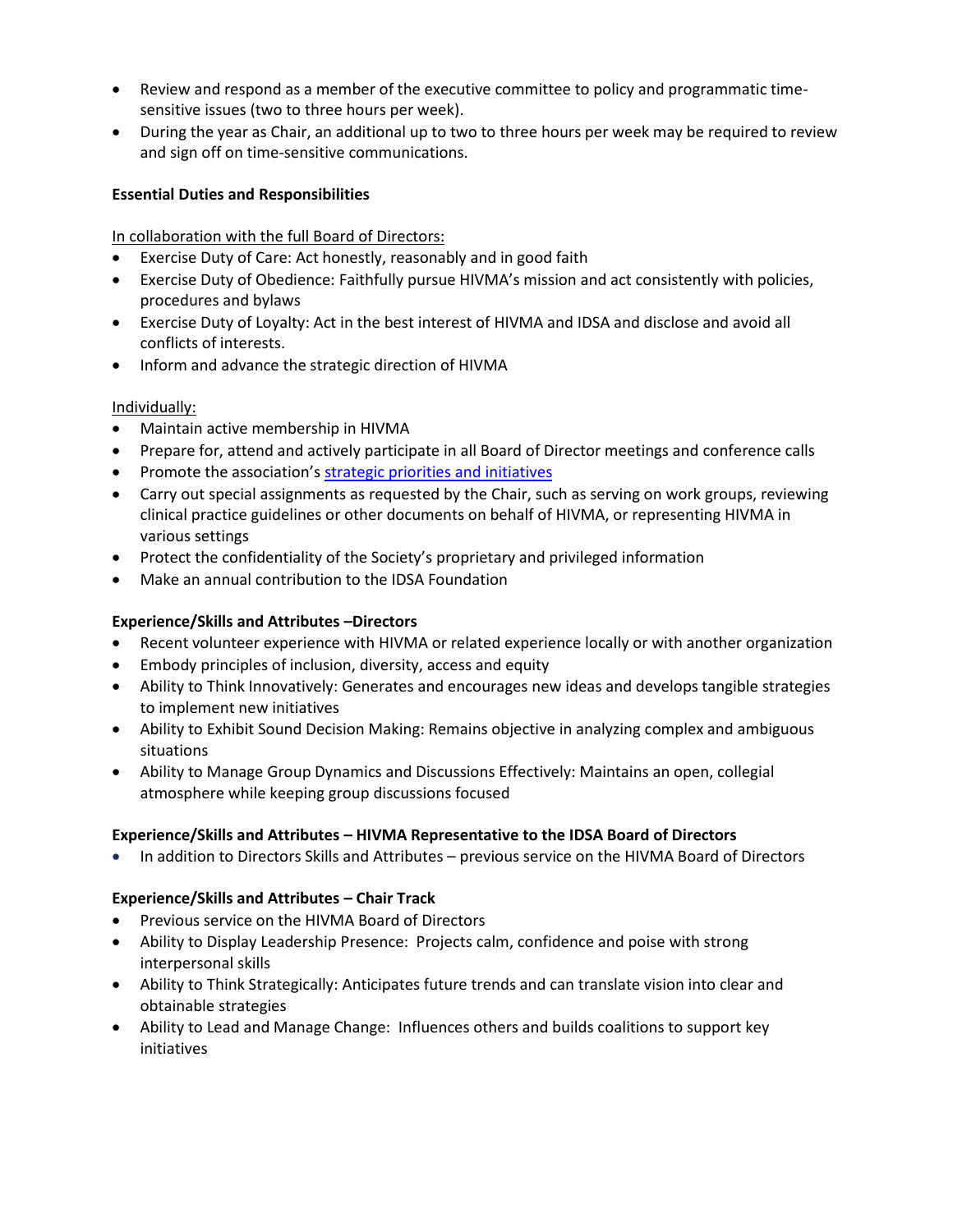- Review and respond as a member of the executive committee to policy and programmatic time-sensitive issues (two to three hours per week).
- During the year as Chair, an additional up to two to three hours per week may be required to review and sign off on time-sensitive communications.

**Essential Duties and Responsibilities**

In collaboration with the full Board of Directors:

- Exercise Duty of Care: Act honestly, reasonably and in good faith
- Exercise Duty of Obedience: Faithfully pursue HIVMA's mission and act consistently with policies, procedures and bylaws
- Exercise Duty of Loyalty: Act in the best interest of HIVMA and IDSA and disclose and avoid all conflicts of interests.
- Inform and advance the strategic direction of HIVMA

Individually:

- Maintain active membership in HIVMA
- Prepare for, attend and actively participate in all Board of Director meetings and conference calls
- Promote the association's strategic priorities and initiatives
- Carry out special assignments as requested by the Chair, such as serving on work groups, reviewing clinical practice guidelines or other documents on behalf of HIVMA, or representing HIVMA in various settings
- Protect the confidentiality of the Society's proprietary and privileged information
- Make an annual contribution to the IDSA Foundation

**Experience/Skills and Attributes –Directors**

- Recent volunteer experience with HIVMA or related experience locally or with another organization
- Embody principles of inclusion, diversity, access and equity
- Ability to Think Innovatively: Generates and encourages new ideas and develops tangible strategies to implement new initiatives
- Ability to Exhibit Sound Decision Making: Remains objective in analyzing complex and ambiguous situations
- Ability to Manage Group Dynamics and Discussions Effectively: Maintains an open, collegial atmosphere while keeping group discussions focused

**Experience/Skills and Attributes – HIVMA Representative to the IDSA Board of Directors**

- In addition to Directors Skills and Attributes – previous service on the HIVMA Board of Directors

**Experience/Skills and Attributes – Chair Track**

- Previous service on the HIVMA Board of Directors
- Ability to Display Leadership Presence: Projects calm, confidence and poise with strong interpersonal skills
- Ability to Think Strategically: Anticipates future trends and can translate vision into clear and obtainable strategies
- Ability to Lead and Manage Change: Influences others and builds coalitions to support key initiatives